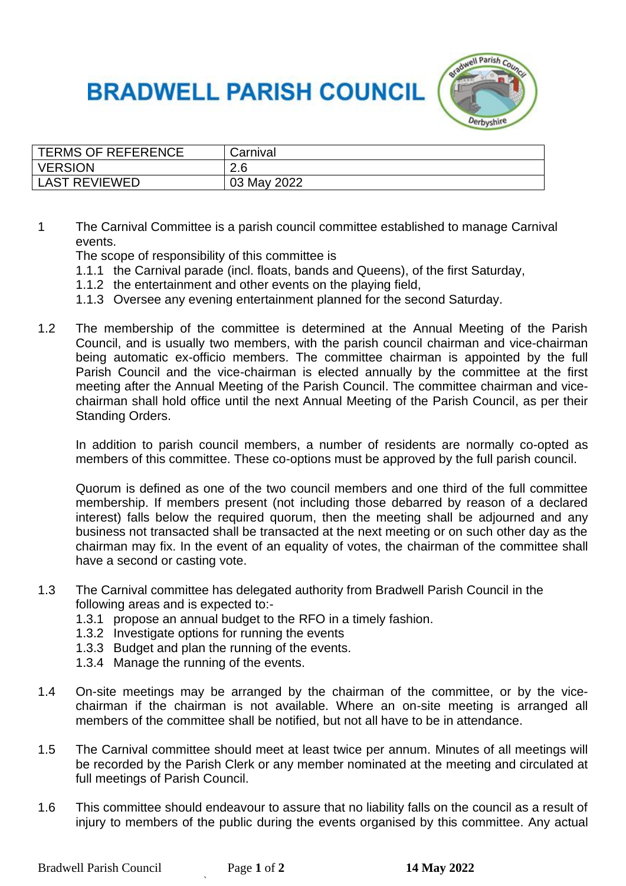# BRADWELL PARISH COUNCIL

| TERMS OF REFERENCE | Carnival |
| --- | --- |
| VERSION | 2.6 |
| LAST REVIEWED | 03 May 2022 |

1 The Carnival Committee is a parish council committee established to manage Carnival events.
The scope of responsibility of this committee is
   1.1.1 the Carnival parade (incl. floats, bands and Queens), of the first Saturday,
   1.1.2 the entertainment and other events on the playing field,
   1.1.3 Oversee any evening entertainment planned for the second Saturday.

1.2 The membership of the committee is determined at the Annual Meeting of the Parish Council, and is usually two members, with the parish council chairman and vice-chairman being automatic ex-officio members. The committee chairman is appointed by the full Parish Council and the vice-chairman is elected annually by the committee at the first meeting after the Annual Meeting of the Parish Council. The committee chairman and vice-chairman shall hold office until the next Annual Meeting of the Parish Council, as per their Standing Orders.

In addition to parish council members, a number of residents are normally co-opted as members of this committee. These co-options must be approved by the full parish council.

Quorum is defined as one of the two council members and one third of the full committee membership. If members present (not including those debarred by reason of a declared interest) falls below the required quorum, then the meeting shall be adjourned and any business not transacted shall be transacted at the next meeting or on such other day as the chairman may fix. In the event of an equality of votes, the chairman of the committee shall have a second or casting vote.

1.3 The Carnival committee has delegated authority from Bradwell Parish Council in the following areas and is expected to:-
   1.3.1 propose an annual budget to the RFO in a timely fashion.
   1.3.2 Investigate options for running the events
   1.3.3 Budget and plan the running of the events.
   1.3.4 Manage the running of the events.

1.4 On-site meetings may be arranged by the chairman of the committee, or by the vice-chairman if the chairman is not available. Where an on-site meeting is arranged all members of the committee shall be notified, but not all have to be in attendance.

1.5 The Carnival committee should meet at least twice per annum. Minutes of all meetings will be recorded by the Parish Clerk or any member nominated at the meeting and circulated at full meetings of Parish Council.

1.6 This committee should endeavour to assure that no liability falls on the council as a result of injury to members of the public during the events organised by this committee. Any actual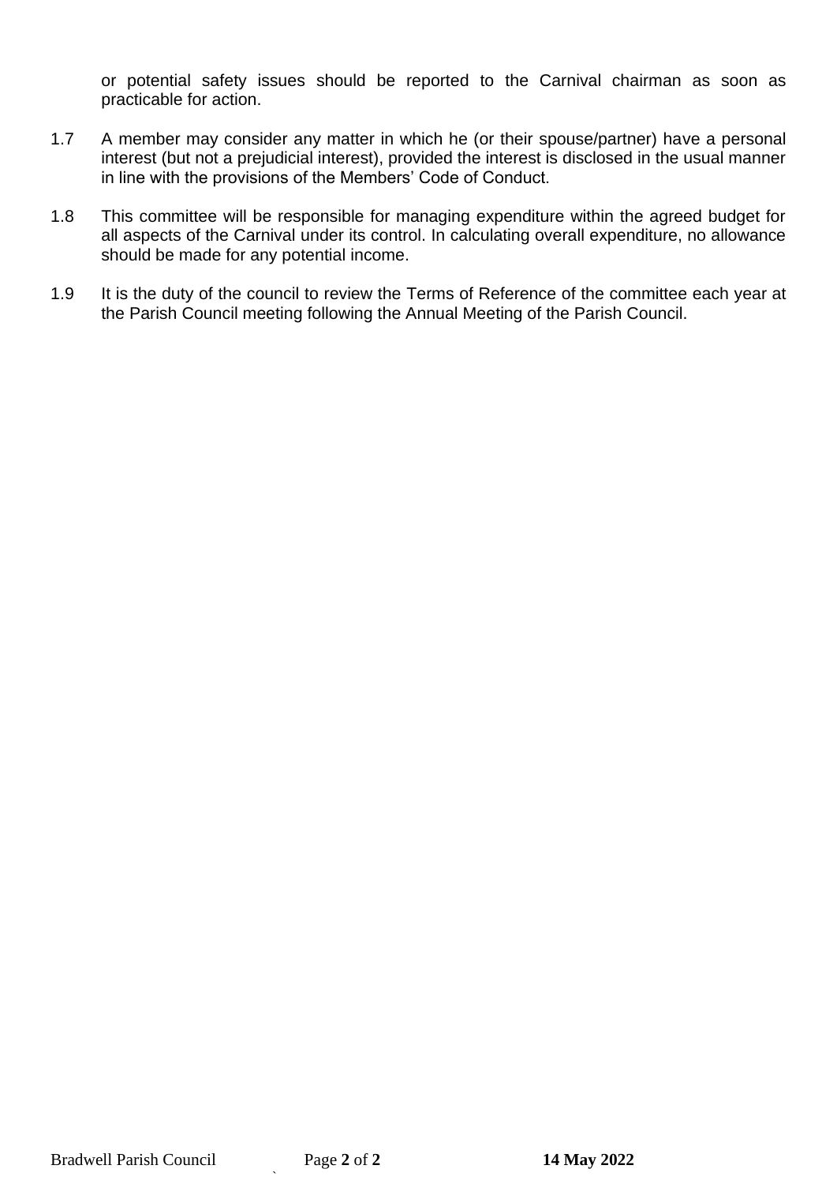or potential safety issues should be reported to the Carnival chairman as soon as practicable for action.

1.7 A member may consider any matter in which he (or their spouse/partner) have a personal interest (but not a prejudicial interest), provided the interest is disclosed in the usual manner in line with the provisions of the Members' Code of Conduct.

1.8 This committee will be responsible for managing expenditure within the agreed budget for all aspects of the Carnival under its control. In calculating overall expenditure, no allowance should be made for any potential income.

1.9 It is the duty of the council to review the Terms of Reference of the committee each year at the Parish Council meeting following the Annual Meeting of the Parish Council.